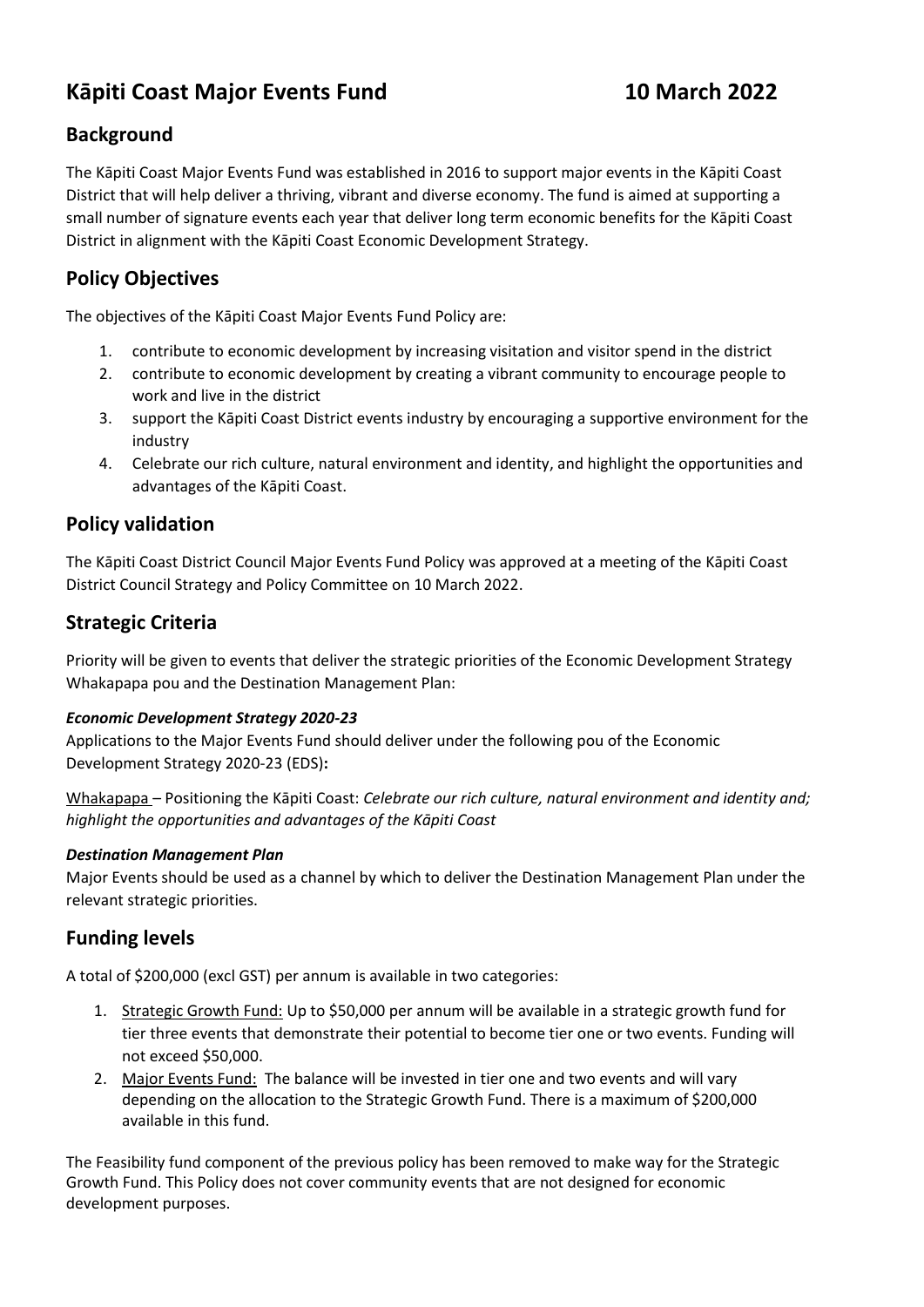# Kāpiti Coast Major Events Fund 10 March 2022

## Background

The Kāpiti Coast Major Events Fund was established in 2016 to support major events in the Kāpiti Coast District that will help deliver a thriving, vibrant and diverse economy. The fund is aimed at supporting a small number of signature events each year that deliver long term economic benefits for the Kāpiti Coast District in alignment with the Kāpiti Coast Economic Development Strategy.

## Policy Objectives

The objectives of the Kāpiti Coast Major Events Fund Policy are:

1. contribute to economic development by increasing visitation and visitor spend in the district
2. contribute to economic development by creating a vibrant community to encourage people to work and live in the district
3. support the Kāpiti Coast District events industry by encouraging a supportive environment for the industry
4. Celebrate our rich culture, natural environment and identity, and highlight the opportunities and advantages of the Kāpiti Coast.

## Policy validation

The Kāpiti Coast District Council Major Events Fund Policy was approved at a meeting of the Kāpiti Coast District Council Strategy and Policy Committee on 10 March 2022.

## Strategic Criteria

Priority will be given to events that deliver the strategic priorities of the Economic Development Strategy Whakapapa pou and the Destination Management Plan:

***Economic Development Strategy 2020-23***

Applications to the Major Events Fund should deliver under the following pou of the Economic Development Strategy 2020-23 (EDS)**:**

Whakapapa – Positioning the Kāpiti Coast: *Celebrate our rich culture, natural environment and identity and; highlight the opportunities and advantages of the Kāpiti Coast*

***Destination Management Plan***

Major Events should be used as a channel by which to deliver the Destination Management Plan under the relevant strategic priorities.

## Funding levels

A total of $200,000 (excl GST) per annum is available in two categories:

1. Strategic Growth Fund: Up to $50,000 per annum will be available in a strategic growth fund for tier three events that demonstrate their potential to become tier one or two events. Funding will not exceed $50,000.
2. Major Events Fund: The balance will be invested in tier one and two events and will vary depending on the allocation to the Strategic Growth Fund. There is a maximum of $200,000 available in this fund.

The Feasibility fund component of the previous policy has been removed to make way for the Strategic Growth Fund. This Policy does not cover community events that are not designed for economic development purposes.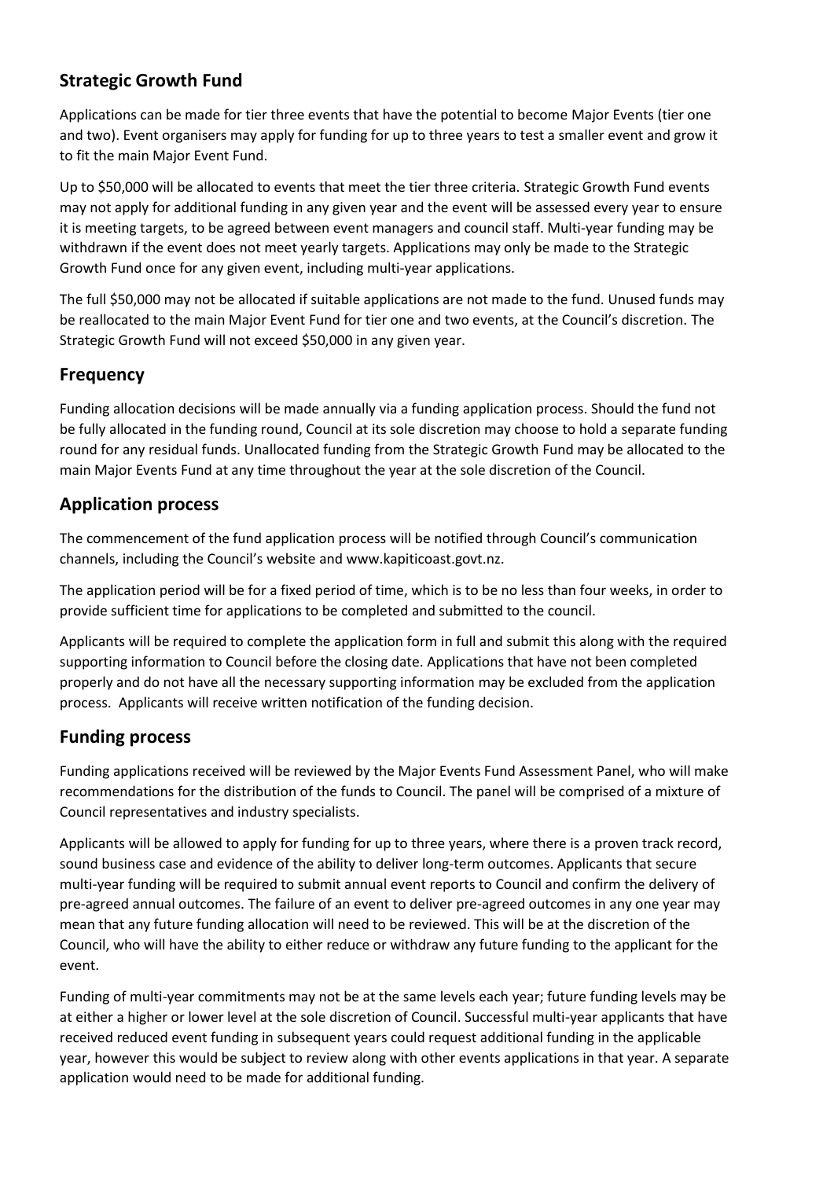## Strategic Growth Fund

Applications can be made for tier three events that have the potential to become Major Events (tier one and two). Event organisers may apply for funding for up to three years to test a smaller event and grow it to fit the main Major Event Fund.

Up to $50,000 will be allocated to events that meet the tier three criteria. Strategic Growth Fund events may not apply for additional funding in any given year and the event will be assessed every year to ensure it is meeting targets, to be agreed between event managers and council staff. Multi-year funding may be withdrawn if the event does not meet yearly targets. Applications may only be made to the Strategic Growth Fund once for any given event, including multi-year applications.

The full $50,000 may not be allocated if suitable applications are not made to the fund. Unused funds may be reallocated to the main Major Event Fund for tier one and two events, at the Council's discretion. The Strategic Growth Fund will not exceed $50,000 in any given year.

## Frequency

Funding allocation decisions will be made annually via a funding application process. Should the fund not be fully allocated in the funding round, Council at its sole discretion may choose to hold a separate funding round for any residual funds. Unallocated funding from the Strategic Growth Fund may be allocated to the main Major Events Fund at any time throughout the year at the sole discretion of the Council.

## Application process

The commencement of the fund application process will be notified through Council's communication channels, including the Council's website and www.kapiticoast.govt.nz.

The application period will be for a fixed period of time, which is to be no less than four weeks, in order to provide sufficient time for applications to be completed and submitted to the council.

Applicants will be required to complete the application form in full and submit this along with the required supporting information to Council before the closing date. Applications that have not been completed properly and do not have all the necessary supporting information may be excluded from the application process. Applicants will receive written notification of the funding decision.

## Funding process

Funding applications received will be reviewed by the Major Events Fund Assessment Panel, who will make recommendations for the distribution of the funds to Council. The panel will be comprised of a mixture of Council representatives and industry specialists.

Applicants will be allowed to apply for funding for up to three years, where there is a proven track record, sound business case and evidence of the ability to deliver long-term outcomes. Applicants that secure multi-year funding will be required to submit annual event reports to Council and confirm the delivery of pre-agreed annual outcomes. The failure of an event to deliver pre-agreed outcomes in any one year may mean that any future funding allocation will need to be reviewed. This will be at the discretion of the Council, who will have the ability to either reduce or withdraw any future funding to the applicant for the event.

Funding of multi-year commitments may not be at the same levels each year; future funding levels may be at either a higher or lower level at the sole discretion of Council. Successful multi-year applicants that have received reduced event funding in subsequent years could request additional funding in the applicable year, however this would be subject to review along with other events applications in that year. A separate application would need to be made for additional funding.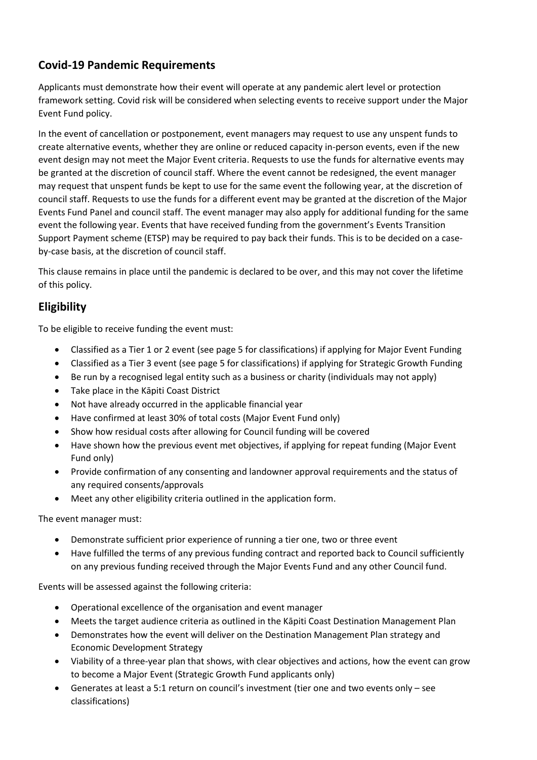## Covid-19 Pandemic Requirements

Applicants must demonstrate how their event will operate at any pandemic alert level or protection framework setting. Covid risk will be considered when selecting events to receive support under the Major Event Fund policy.

In the event of cancellation or postponement, event managers may request to use any unspent funds to create alternative events, whether they are online or reduced capacity in-person events, even if the new event design may not meet the Major Event criteria. Requests to use the funds for alternative events may be granted at the discretion of council staff. Where the event cannot be redesigned, the event manager may request that unspent funds be kept to use for the same event the following year, at the discretion of council staff. Requests to use the funds for a different event may be granted at the discretion of the Major Events Fund Panel and council staff. The event manager may also apply for additional funding for the same event the following year. Events that have received funding from the government's Events Transition Support Payment scheme (ETSP) may be required to pay back their funds. This is to be decided on a case-by-case basis, at the discretion of council staff.

This clause remains in place until the pandemic is declared to be over, and this may not cover the lifetime of this policy.

## Eligibility

To be eligible to receive funding the event must:

- Classified as a Tier 1 or 2 event (see page 5 for classifications) if applying for Major Event Funding
- Classified as a Tier 3 event (see page 5 for classifications) if applying for Strategic Growth Funding
- Be run by a recognised legal entity such as a business or charity (individuals may not apply)
- Take place in the Kāpiti Coast District
- Not have already occurred in the applicable financial year
- Have confirmed at least 30% of total costs (Major Event Fund only)
- Show how residual costs after allowing for Council funding will be covered
- Have shown how the previous event met objectives, if applying for repeat funding (Major Event Fund only)
- Provide confirmation of any consenting and landowner approval requirements and the status of any required consents/approvals
- Meet any other eligibility criteria outlined in the application form.

The event manager must:

- Demonstrate sufficient prior experience of running a tier one, two or three event
- Have fulfilled the terms of any previous funding contract and reported back to Council sufficiently on any previous funding received through the Major Events Fund and any other Council fund.

Events will be assessed against the following criteria:

- Operational excellence of the organisation and event manager
- Meets the target audience criteria as outlined in the Kāpiti Coast Destination Management Plan
- Demonstrates how the event will deliver on the Destination Management Plan strategy and Economic Development Strategy
- Viability of a three-year plan that shows, with clear objectives and actions, how the event can grow to become a Major Event (Strategic Growth Fund applicants only)
- Generates at least a 5:1 return on council's investment (tier one and two events only – see classifications)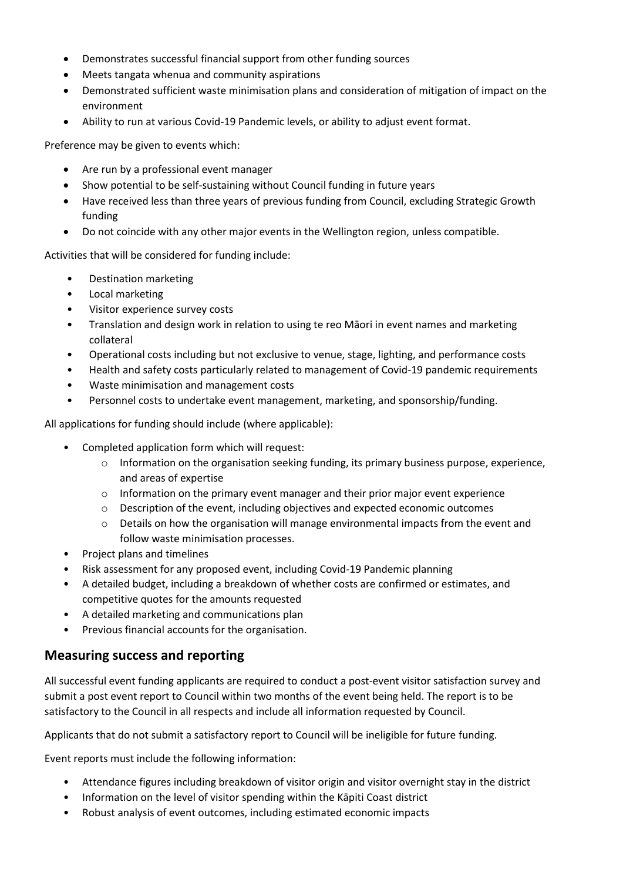- Demonstrates successful financial support from other funding sources
- Meets tangata whenua and community aspirations
- Demonstrated sufficient waste minimisation plans and consideration of mitigation of impact on the environment
- Ability to run at various Covid-19 Pandemic levels, or ability to adjust event format.

Preference may be given to events which:

- Are run by a professional event manager
- Show potential to be self-sustaining without Council funding in future years
- Have received less than three years of previous funding from Council, excluding Strategic Growth funding
- Do not coincide with any other major events in the Wellington region, unless compatible.

Activities that will be considered for funding include:

- Destination marketing
- Local marketing
- Visitor experience survey costs
- Translation and design work in relation to using te reo Māori in event names and marketing collateral
- Operational costs including but not exclusive to venue, stage, lighting, and performance costs
- Health and safety costs particularly related to management of Covid-19 pandemic requirements
- Waste minimisation and management costs
- Personnel costs to undertake event management, marketing, and sponsorship/funding.

All applications for funding should include (where applicable):

- Completed application form which will request:
  - Information on the organisation seeking funding, its primary business purpose, experience, and areas of expertise
  - Information on the primary event manager and their prior major event experience
  - Description of the event, including objectives and expected economic outcomes
  - Details on how the organisation will manage environmental impacts from the event and follow waste minimisation processes.
- Project plans and timelines
- Risk assessment for any proposed event, including Covid-19 Pandemic planning
- A detailed budget, including a breakdown of whether costs are confirmed or estimates, and competitive quotes for the amounts requested
- A detailed marketing and communications plan
- Previous financial accounts for the organisation.

## Measuring success and reporting

All successful event funding applicants are required to conduct a post-event visitor satisfaction survey and submit a post event report to Council within two months of the event being held. The report is to be satisfactory to the Council in all respects and include all information requested by Council.

Applicants that do not submit a satisfactory report to Council will be ineligible for future funding.

Event reports must include the following information:

- Attendance figures including breakdown of visitor origin and visitor overnight stay in the district
- Information on the level of visitor spending within the Kāpiti Coast district
- Robust analysis of event outcomes, including estimated economic impacts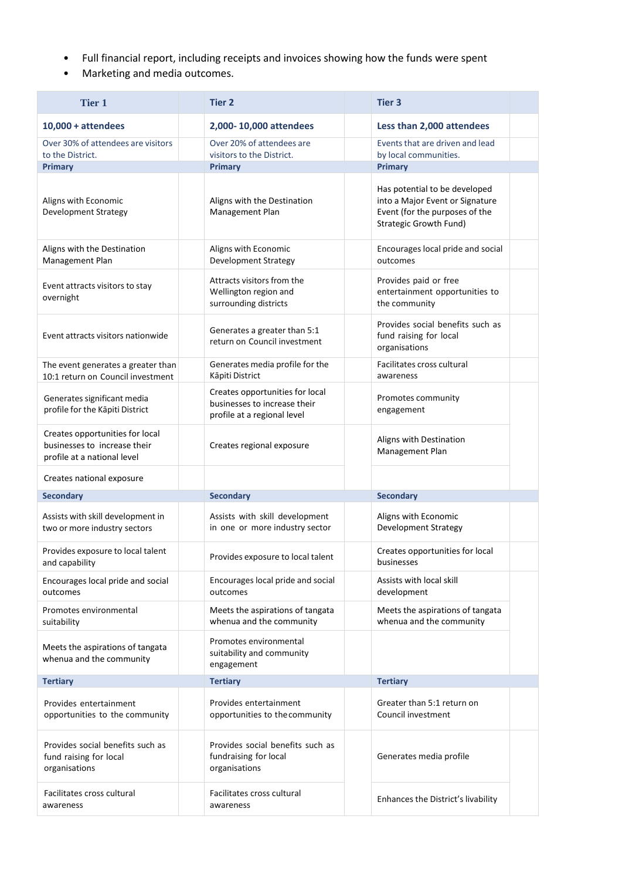- Full financial report, including receipts and invoices showing how the funds were spent
- Marketing and media outcomes.

| Tier 1 | Tier 2 | Tier 3 |
|---|---|---|
| **10,000 + attendees** | **2,000- 10,000 attendees** | **Less than 2,000 attendees** |
| Over 30% of attendees are visitors to the District. | Over 20% of attendees are visitors to the District. | Events that are driven and lead by local communities. |
| **Primary** | **Primary** | **Primary** |
| Aligns with Economic Development Strategy | Aligns with the Destination Management Plan | Has potential to be developed into a Major Event or Signature Event (for the purposes of the Strategic Growth Fund) |
| Aligns with the Destination Management Plan | Aligns with Economic Development Strategy | Encourages local pride and social outcomes |
| Event attracts visitors to stay overnight | Attracts visitors from the Wellington region and surrounding districts | Provides paid or free entertainment opportunities to the community |
| Event attracts visitors nationwide | Generates a greater than 5:1 return on Council investment | Provides social benefits such as fund raising for local organisations |
| The event generates a greater than 10:1 return on Council investment | Generates media profile for the Kāpiti District | Facilitates cross cultural awareness |
| Generates significant media profile for the Kāpiti District | Creates opportunities for local businesses to increase their profile at a regional level | Promotes community engagement |
| Creates opportunities for local businesses to increase their profile at a national level | Creates regional exposure | Aligns with Destination Management Plan |
| Creates national exposure | | |
| **Secondary** | **Secondary** | **Secondary** |
| Assists with skill development in two or more industry sectors | Assists with skill development in one or more industry sector | Aligns with Economic Development Strategy |
| Provides exposure to local talent and capability | Provides exposure to local talent | Creates opportunities for local businesses |
| Encourages local pride and social outcomes | Encourages local pride and social outcomes | Assists with local skill development |
| Promotes environmental suitability | Meets the aspirations of tangata whenua and the community | Meets the aspirations of tangata whenua and the community |
| Meets the aspirations of tangata whenua and the community | Promotes environmental suitability and community engagement | |
| **Tertiary** | **Tertiary** | **Tertiary** |
| Provides entertainment opportunities to the community | Provides entertainment opportunities to the community | Greater than 5:1 return on Council investment |
| Provides social benefits such as fund raising for local organisations | Provides social benefits such as fundraising for local organisations | Generates media profile |
| Facilitates cross cultural awareness | Facilitates cross cultural awareness | Enhances the District's livability |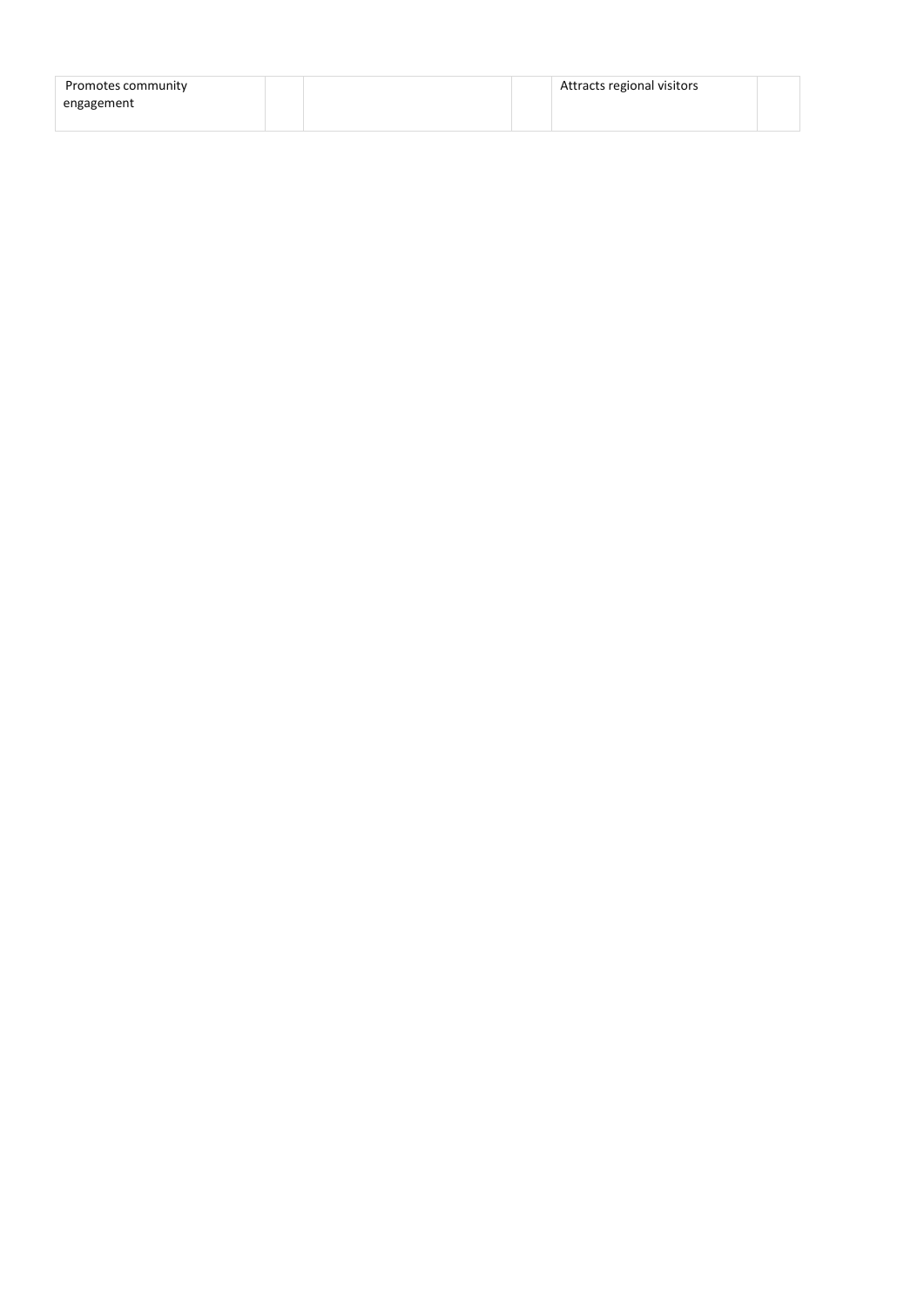| | | | | | |
|---|---|---|---|---|---|
| Promotes community engagement | | | | Attracts regional visitors | |